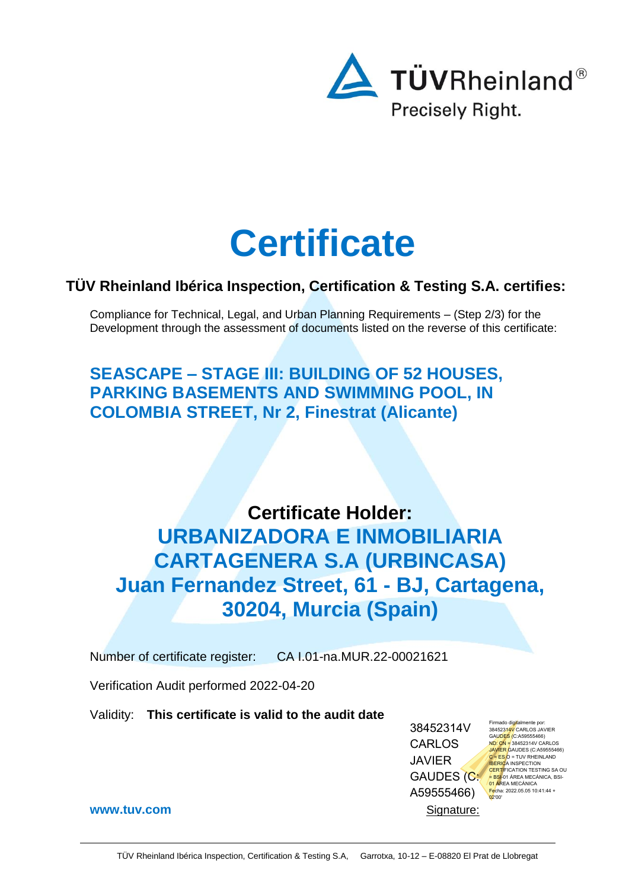TÜVRheinland®
Precisely Right.

# Certificate

## TÜV Rheinland Ibérica Inspection, Certification & Testing S.A. certifies:

Compliance for Technical, Legal, and Urban Planning Requirements – (Step 2/3) for the Development through the assessment of documents listed on the reverse of this certificate:

### SEASCAPE – STAGE III: BUILDING OF 52 HOUSES, PARKING BASEMENTS AND SWIMMING POOL, IN COLOMBIA STREET, Nr 2, Finestrat (Alicante)

## Certificate Holder:

## URBANIZADORA E INMOBILIARIA CARTAGENERA S.A (URBINCASA) Juan Fernandez Street, 61 - BJ, Cartagena, 30204, Murcia (Spain)

Number of certificate register: CA I.01-na.MUR.22-00021621

Verification Audit performed 2022-04-20

Validity: **This certificate is valid to the audit date**

38452314V CARLOS JAVIER GAUDES (C: A59555466)

Firmado digitalmente por: 38452314V CARLOS JAVIER GAUDES (C:A59555466) ND: CN = 38452314V CARLOS JAVIER GAUDES (C:A59555466) C = ES O = TUV RHEINLAND IBERICA INSPECTION CERTIFICATION TESTING SA OU = BSI-01 ÁREA MECÁNICA, BSI-01 ÁREA MECÁNICA Fecha: 2022.05.05 10:41:44 +02'00'

Signature:

**www.tuv.com**

TÜV Rheinland Ibérica Inspection, Certification & Testing S.A, Garrotxa, 10-12 – E-08820 El Prat de Llobregat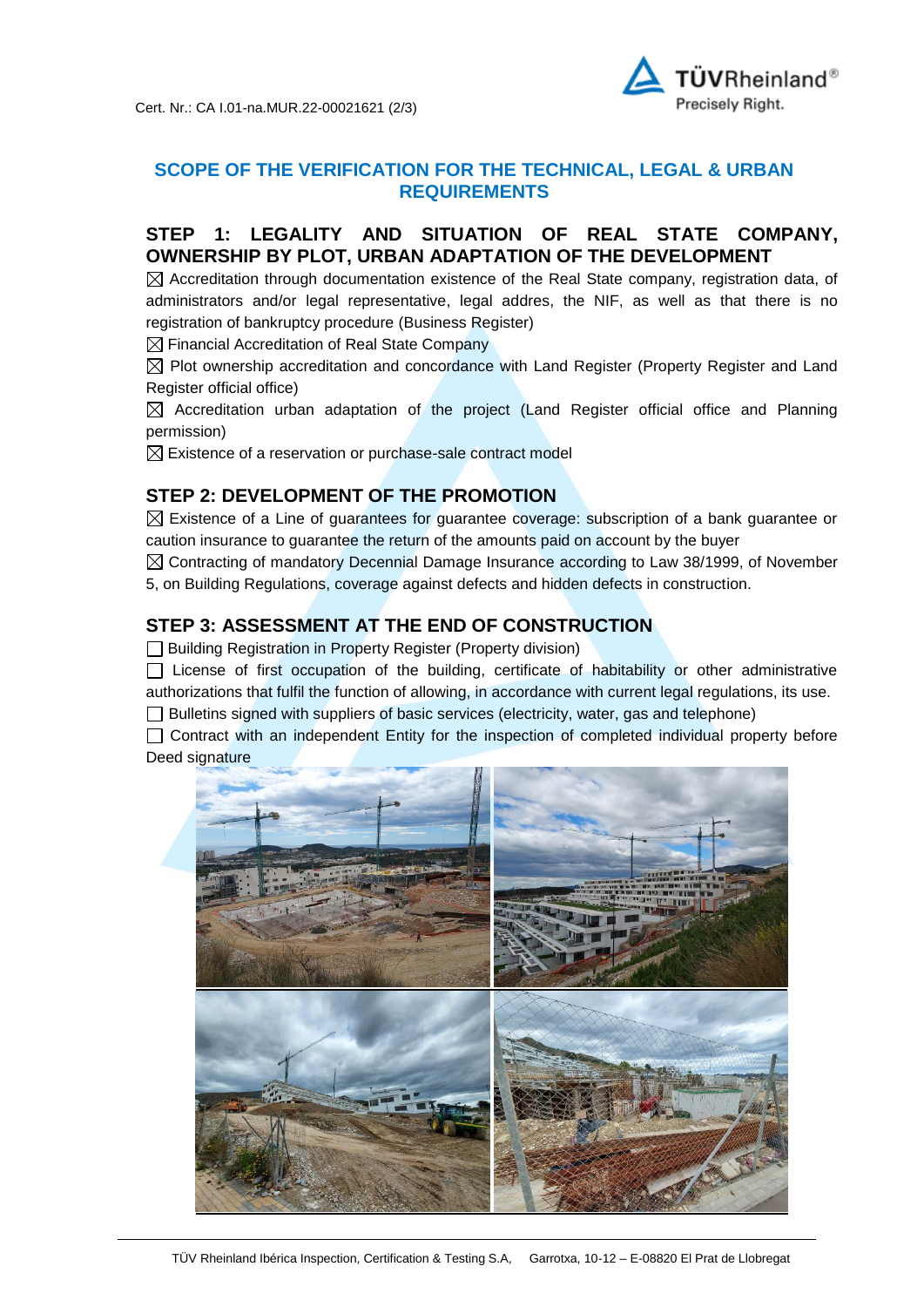Cert. Nr.: CA I.01-na.MUR.22-00021621 (2/3)

## SCOPE OF THE VERIFICATION FOR THE TECHNICAL, LEGAL & URBAN REQUIREMENTS

### STEP 1: LEGALITY AND SITUATION OF REAL STATE COMPANY, OWNERSHIP BY PLOT, URBAN ADAPTATION OF THE DEVELOPMENT

☒ Accreditation through documentation existence of the Real State company, registration data, of administrators and/or legal representative, legal addres, the NIF, as well as that there is no registration of bankruptcy procedure (Business Register)

☒ Financial Accreditation of Real State Company

☒ Plot ownership accreditation and concordance with Land Register (Property Register and Land Register official office)

☒ Accreditation urban adaptation of the project (Land Register official office and Planning permission)

☒ Existence of a reservation or purchase-sale contract model

### STEP 2: DEVELOPMENT OF THE PROMOTION

☒ Existence of a Line of guarantees for guarantee coverage: subscription of a bank guarantee or caution insurance to guarantee the return of the amounts paid on account by the buyer

☒ Contracting of mandatory Decennial Damage Insurance according to Law 38/1999, of November 5, on Building Regulations, coverage against defects and hidden defects in construction.

### STEP 3: ASSESSMENT AT THE END OF CONSTRUCTION

☐ Building Registration in Property Register (Property division)

☐ License of first occupation of the building, certificate of habitability or other administrative authorizations that fulfil the function of allowing, in accordance with current legal regulations, its use.

☐ Bulletins signed with suppliers of basic services (electricity, water, gas and telephone)

☐ Contract with an independent Entity for the inspection of completed individual property before Deed signature

TÜV Rheinland Ibérica Inspection, Certification & Testing S.A, Garrotxa, 10-12 – E-08820 El Prat de Llobregat